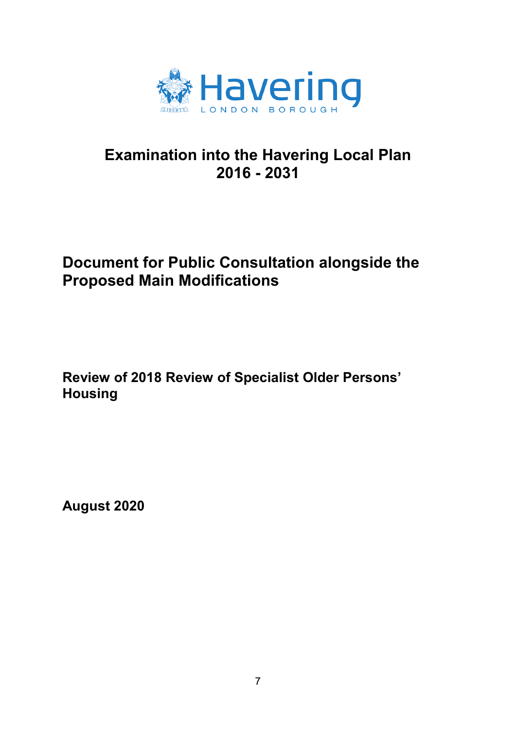Havering

LONDON BOROUGH

# Examination into the Havering Local Plan 2016 - 2031

## Document for Public Consultation alongside the Proposed Main Modifications

### Review of 2018 Review of Specialist Older Persons' Housing

**August 2020**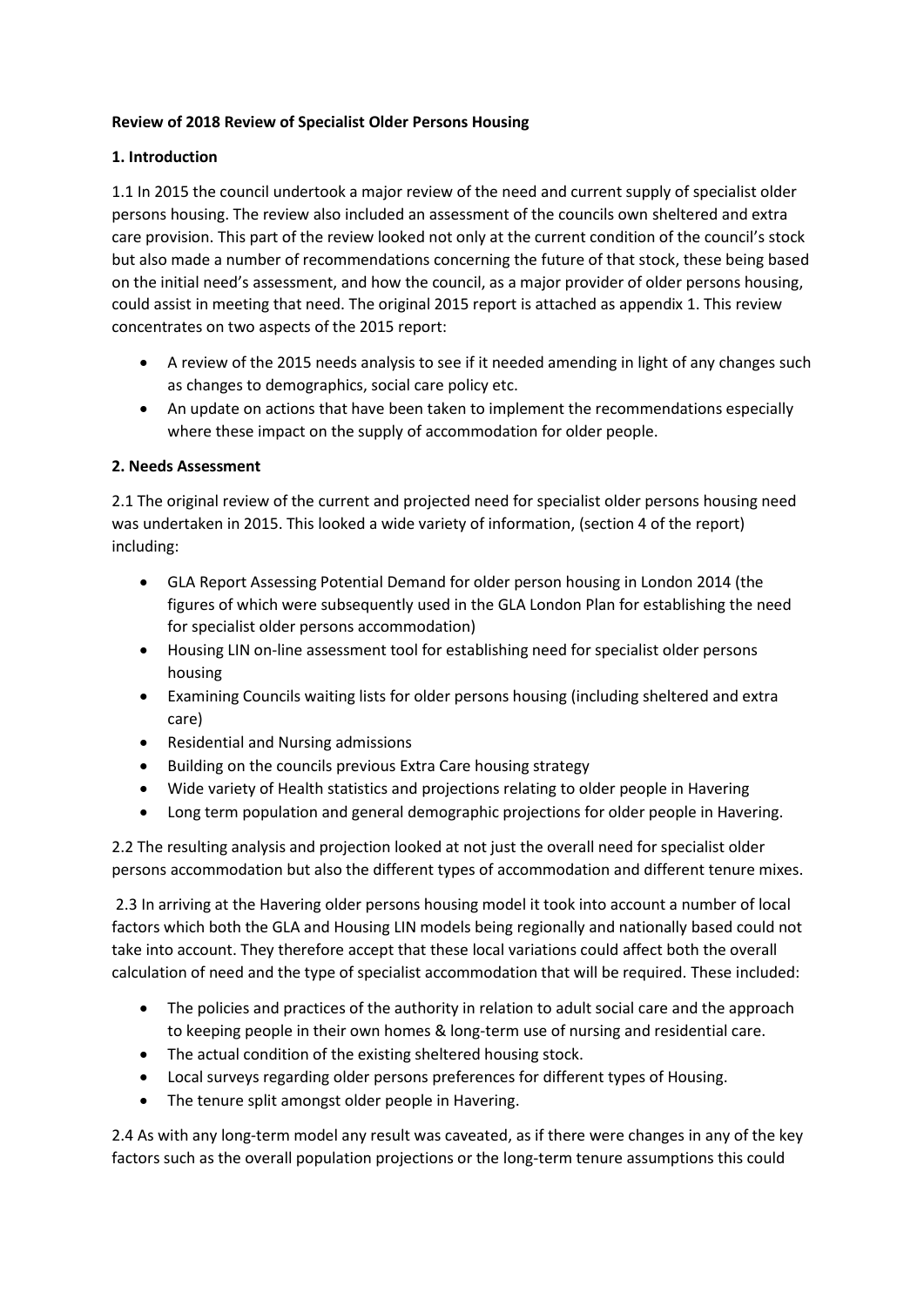**Review of 2018 Review of Specialist Older Persons Housing**

**1. Introduction**

1.1 In 2015 the council undertook a major review of the need and current supply of specialist older persons housing. The review also included an assessment of the councils own sheltered and extra care provision. This part of the review looked not only at the current condition of the council's stock but also made a number of recommendations concerning the future of that stock, these being based on the initial need's assessment, and how the council, as a major provider of older persons housing, could assist in meeting that need. The original 2015 report is attached as appendix 1. This review concentrates on two aspects of the 2015 report:

- A review of the 2015 needs analysis to see if it needed amending in light of any changes such as changes to demographics, social care policy etc.
- An update on actions that have been taken to implement the recommendations especially where these impact on the supply of accommodation for older people.

**2. Needs Assessment**

2.1 The original review of the current and projected need for specialist older persons housing need was undertaken in 2015. This looked a wide variety of information, (section 4 of the report) including:

- GLA Report Assessing Potential Demand for older person housing in London 2014 (the figures of which were subsequently used in the GLA London Plan for establishing the need for specialist older persons accommodation)
- Housing LIN on-line assessment tool for establishing need for specialist older persons housing
- Examining Councils waiting lists for older persons housing (including sheltered and extra care)
- Residential and Nursing admissions
- Building on the councils previous Extra Care housing strategy
- Wide variety of Health statistics and projections relating to older people in Havering
- Long term population and general demographic projections for older people in Havering.

2.2 The resulting analysis and projection looked at not just the overall need for specialist older persons accommodation but also the different types of accommodation and different tenure mixes.

2.3 In arriving at the Havering older persons housing model it took into account a number of local factors which both the GLA and Housing LIN models being regionally and nationally based could not take into account. They therefore accept that these local variations could affect both the overall calculation of need and the type of specialist accommodation that will be required. These included:

- The policies and practices of the authority in relation to adult social care and the approach to keeping people in their own homes & long-term use of nursing and residential care.
- The actual condition of the existing sheltered housing stock.
- Local surveys regarding older persons preferences for different types of Housing.
- The tenure split amongst older people in Havering.

2.4 As with any long-term model any result was caveated, as if there were changes in any of the key factors such as the overall population projections or the long-term tenure assumptions this could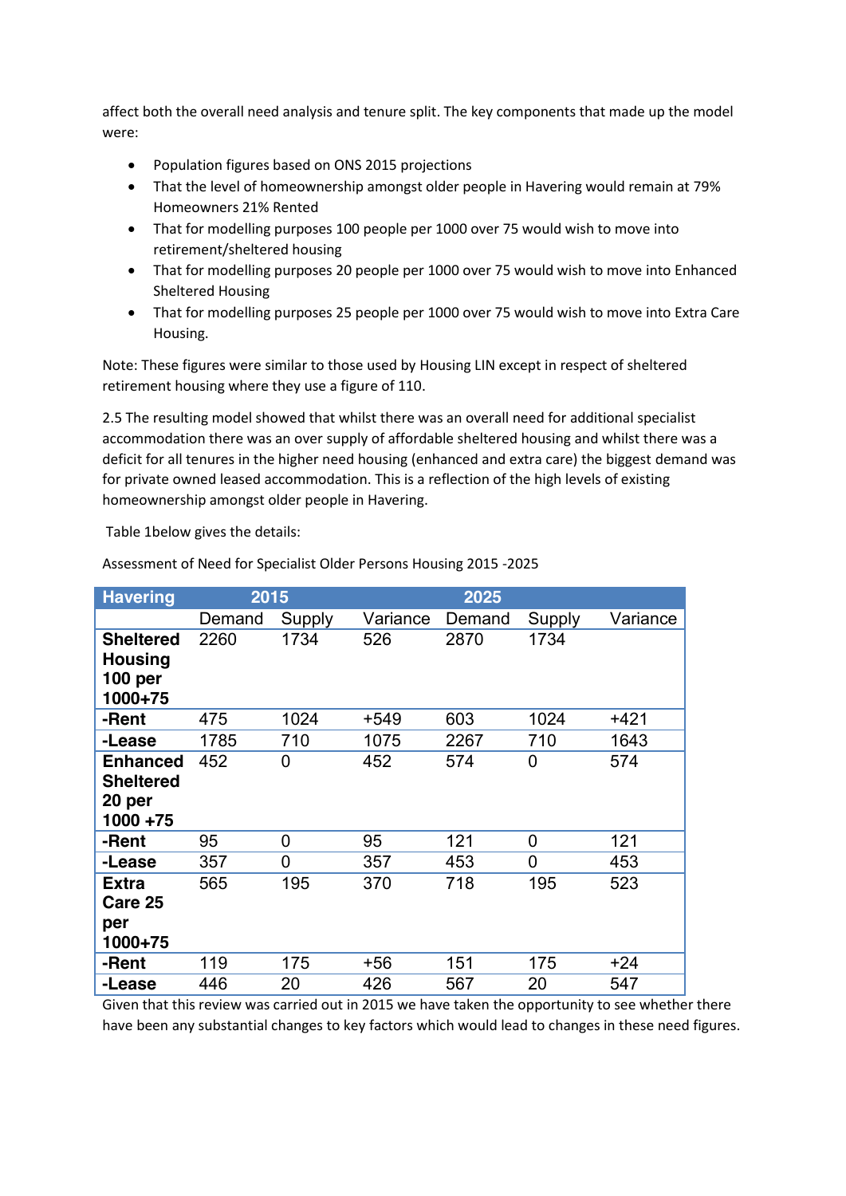affect both the overall need analysis and tenure split. The key components that made up the model were:

- Population figures based on ONS 2015 projections
- That the level of homeownership amongst older people in Havering would remain at 79% Homeowners 21% Rented
- That for modelling purposes 100 people per 1000 over 75 would wish to move into retirement/sheltered housing
- That for modelling purposes 20 people per 1000 over 75 would wish to move into Enhanced Sheltered Housing
- That for modelling purposes 25 people per 1000 over 75 would wish to move into Extra Care Housing.

Note: These figures were similar to those used by Housing LIN except in respect of sheltered retirement housing where they use a figure of 110.

2.5 The resulting model showed that whilst there was an overall need for additional specialist accommodation there was an over supply of affordable sheltered housing and whilst there was a deficit for all tenures in the higher need housing (enhanced and extra care) the biggest demand was for private owned leased accommodation. This is a reflection of the high levels of existing homeownership amongst older people in Havering.

Table 1below gives the details:

Assessment of Need for Specialist Older Persons Housing 2015 -2025

| Havering | 2015 | | | 2025 | | |
|---|---|---|---|---|---|---|
| | Demand | Supply | Variance | Demand | Supply | Variance |
| **Sheltered Housing 100 per 1000+75** | 2260 | 1734 | 526 | 2870 | 1734 | |
| **-Rent** | 475 | 1024 | +549 | 603 | 1024 | +421 |
| **-Lease** | 1785 | 710 | 1075 | 2267 | 710 | 1643 |
| **Enhanced Sheltered 20 per 1000 +75** | 452 | 0 | 452 | 574 | 0 | 574 |
| **-Rent** | 95 | 0 | 95 | 121 | 0 | 121 |
| **-Lease** | 357 | 0 | 357 | 453 | 0 | 453 |
| **Extra Care 25 per 1000+75** | 565 | 195 | 370 | 718 | 195 | 523 |
| **-Rent** | 119 | 175 | +56 | 151 | 175 | +24 |
| **-Lease** | 446 | 20 | 426 | 567 | 20 | 547 |

Given that this review was carried out in 2015 we have taken the opportunity to see whether there have been any substantial changes to key factors which would lead to changes in these need figures.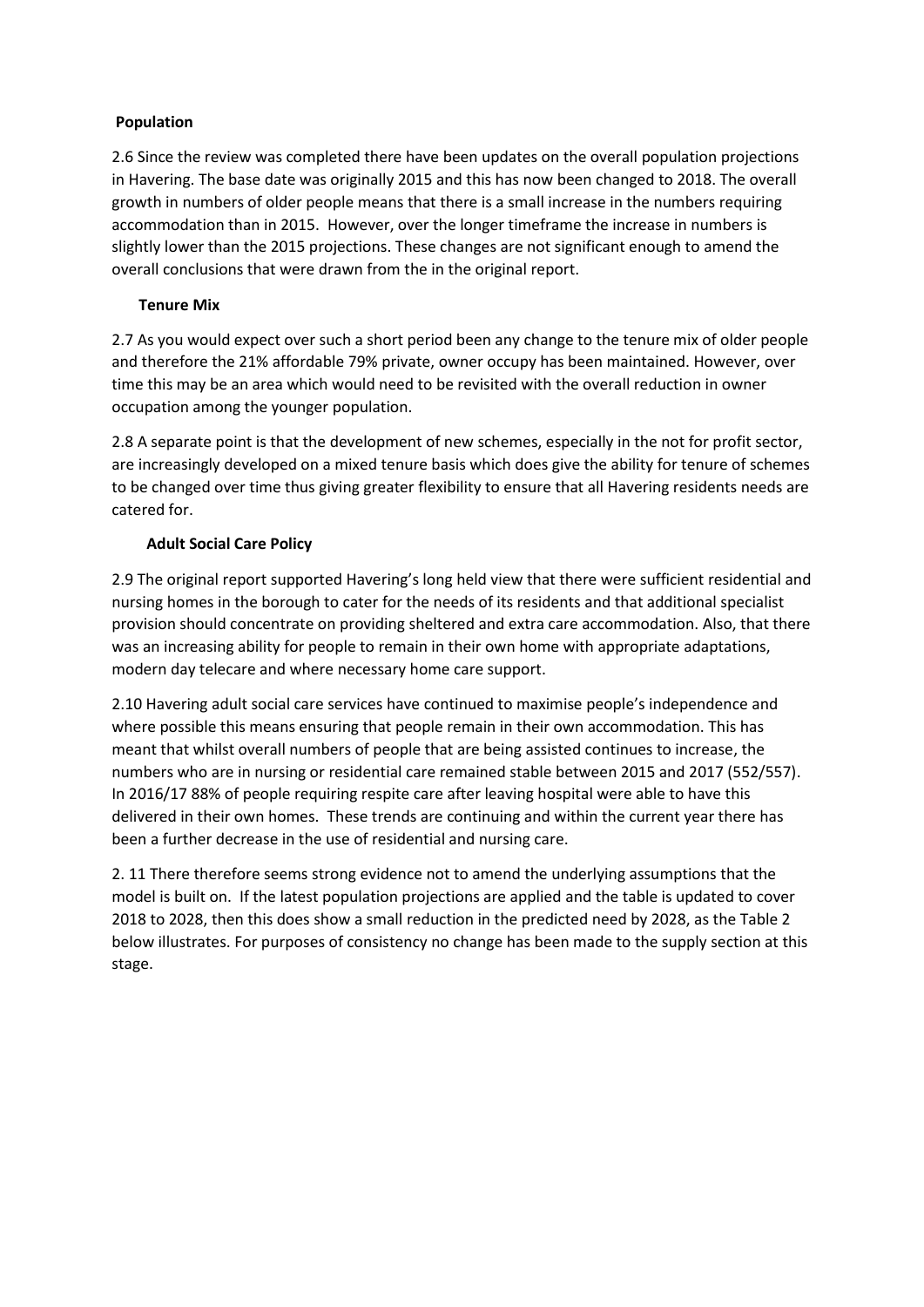**Population**

2.6 Since the review was completed there have been updates on the overall population projections in Havering. The base date was originally 2015 and this has now been changed to 2018. The overall growth in numbers of older people means that there is a small increase in the numbers requiring accommodation than in 2015. However, over the longer timeframe the increase in numbers is slightly lower than the 2015 projections. These changes are not significant enough to amend the overall conclusions that were drawn from the in the original report.

**Tenure Mix**

2.7 As you would expect over such a short period been any change to the tenure mix of older people and therefore the 21% affordable 79% private, owner occupy has been maintained. However, over time this may be an area which would need to be revisited with the overall reduction in owner occupation among the younger population.

2.8 A separate point is that the development of new schemes, especially in the not for profit sector, are increasingly developed on a mixed tenure basis which does give the ability for tenure of schemes to be changed over time thus giving greater flexibility to ensure that all Havering residents needs are catered for.

**Adult Social Care Policy**

2.9 The original report supported Havering's long held view that there were sufficient residential and nursing homes in the borough to cater for the needs of its residents and that additional specialist provision should concentrate on providing sheltered and extra care accommodation. Also, that there was an increasing ability for people to remain in their own home with appropriate adaptations, modern day telecare and where necessary home care support.

2.10 Havering adult social care services have continued to maximise people's independence and where possible this means ensuring that people remain in their own accommodation. This has meant that whilst overall numbers of people that are being assisted continues to increase, the numbers who are in nursing or residential care remained stable between 2015 and 2017 (552/557). In 2016/17 88% of people requiring respite care after leaving hospital were able to have this delivered in their own homes. These trends are continuing and within the current year there has been a further decrease in the use of residential and nursing care.

2. 11 There therefore seems strong evidence not to amend the underlying assumptions that the model is built on. If the latest population projections are applied and the table is updated to cover 2018 to 2028, then this does show a small reduction in the predicted need by 2028, as the Table 2 below illustrates. For purposes of consistency no change has been made to the supply section at this stage.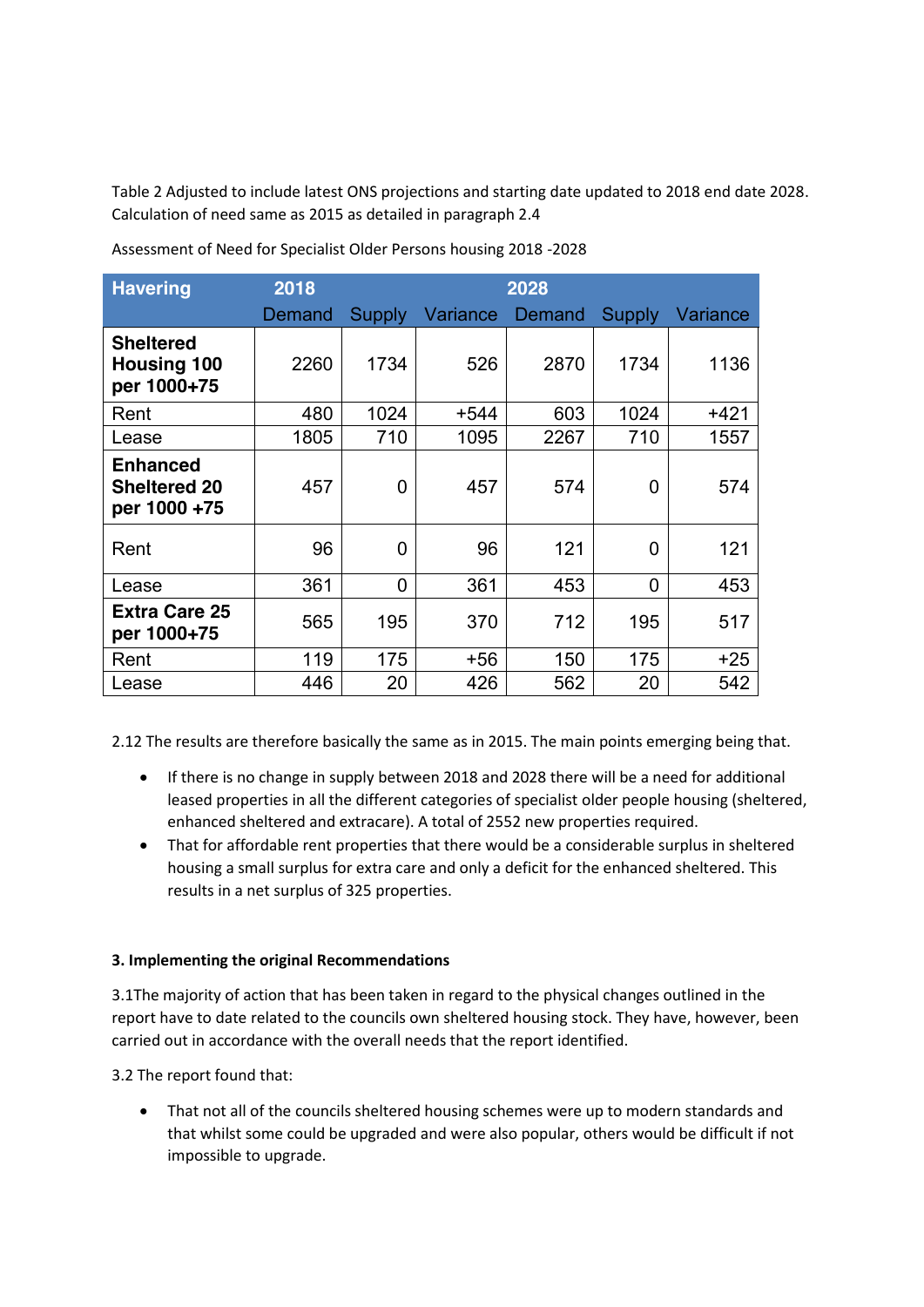Table 2 Adjusted to include latest ONS projections and starting date updated to 2018 end date 2028. Calculation of need same as 2015 as detailed in paragraph 2.4

Assessment of Need for Specialist Older Persons housing 2018 -2028

| Havering | 2018 | | | 2028 | | |
|---|---|---|---|---|---|---|
| | Demand | Supply | Variance | Demand | Supply | Variance |
| **Sheltered Housing 100 per 1000+75** | 2260 | 1734 | 526 | 2870 | 1734 | 1136 |
| Rent | 480 | 1024 | +544 | 603 | 1024 | +421 |
| Lease | 1805 | 710 | 1095 | 2267 | 710 | 1557 |
| **Enhanced Sheltered 20 per 1000 +75** | 457 | 0 | 457 | 574 | 0 | 574 |
| Rent | 96 | 0 | 96 | 121 | 0 | 121 |
| Lease | 361 | 0 | 361 | 453 | 0 | 453 |
| **Extra Care 25 per 1000+75** | 565 | 195 | 370 | 712 | 195 | 517 |
| Rent | 119 | 175 | +56 | 150 | 175 | +25 |
| Lease | 446 | 20 | 426 | 562 | 20 | 542 |

2.12 The results are therefore basically the same as in 2015. The main points emerging being that.

- If there is no change in supply between 2018 and 2028 there will be a need for additional leased properties in all the different categories of specialist older people housing (sheltered, enhanced sheltered and extracare). A total of 2552 new properties required.
- That for affordable rent properties that there would be a considerable surplus in sheltered housing a small surplus for extra care and only a deficit for the enhanced sheltered. This results in a net surplus of 325 properties.

**3. Implementing the original Recommendations**

3.1The majority of action that has been taken in regard to the physical changes outlined in the report have to date related to the councils own sheltered housing stock. They have, however, been carried out in accordance with the overall needs that the report identified.

3.2 The report found that:

- That not all of the councils sheltered housing schemes were up to modern standards and that whilst some could be upgraded and were also popular, others would be difficult if not impossible to upgrade.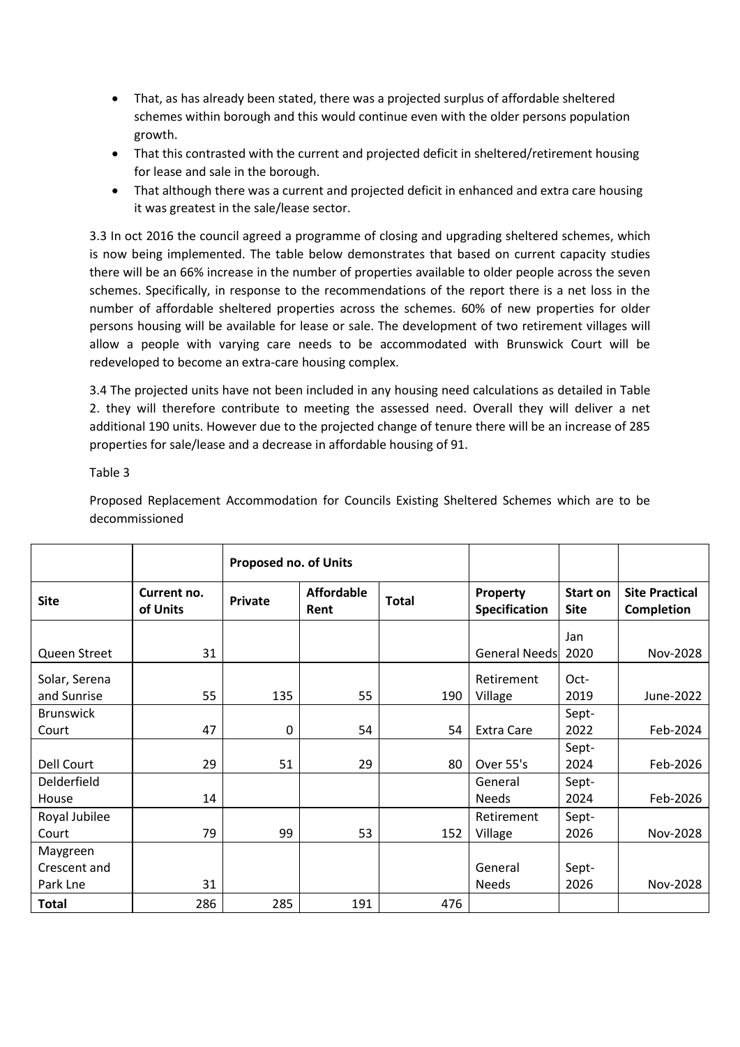- That, as has already been stated, there was a projected surplus of affordable sheltered schemes within borough and this would continue even with the older persons population growth.
- That this contrasted with the current and projected deficit in sheltered/retirement housing for lease and sale in the borough.
- That although there was a current and projected deficit in enhanced and extra care housing it was greatest in the sale/lease sector.

3.3 In oct 2016 the council agreed a programme of closing and upgrading sheltered schemes, which is now being implemented. The table below demonstrates that based on current capacity studies there will be an 66% increase in the number of properties available to older people across the seven schemes. Specifically, in response to the recommendations of the report there is a net loss in the number of affordable sheltered properties across the schemes. 60% of new properties for older persons housing will be available for lease or sale. The development of two retirement villages will allow a people with varying care needs to be accommodated with Brunswick Court will be redeveloped to become an extra-care housing complex.

3.4 The projected units have not been included in any housing need calculations as detailed in Table 2. they will therefore contribute to meeting the assessed need. Overall they will deliver a net additional 190 units. However due to the projected change of tenure there will be an increase of 285 properties for sale/lease and a decrease in affordable housing of 91.

Table 3

Proposed Replacement Accommodation for Councils Existing Sheltered Schemes which are to be decommissioned

| | | **Proposed no. of Units** | | | | | |
|---|---|---|---|---|---|---|---|
| **Site** | **Current no. of Units** | **Private** | **Affordable Rent** | **Total** | **Property Specification** | **Start on Site** | **Site Practical Completion** |
| Queen Street | 31 | | | | General Needs | Jan 2020 | Nov-2028 |
| Solar, Serena and Sunrise | 55 | 135 | 55 | 190 | Retirement Village | Oct-2019 | June-2022 |
| Brunswick Court | 47 | 0 | 54 | 54 | Extra Care | Sept-2022 | Feb-2024 |
| Dell Court | 29 | 51 | 29 | 80 | Over 55's | Sept-2024 | Feb-2026 |
| Delderfield House | 14 | | | | General Needs | Sept-2024 | Feb-2026 |
| Royal Jubilee Court | 79 | 99 | 53 | 152 | Retirement Village | Sept-2026 | Nov-2028 |
| Maygreen Crescent and Park Lne | 31 | | | | General Needs | Sept-2026 | Nov-2028 |
| **Total** | 286 | 285 | 191 | 476 | | | |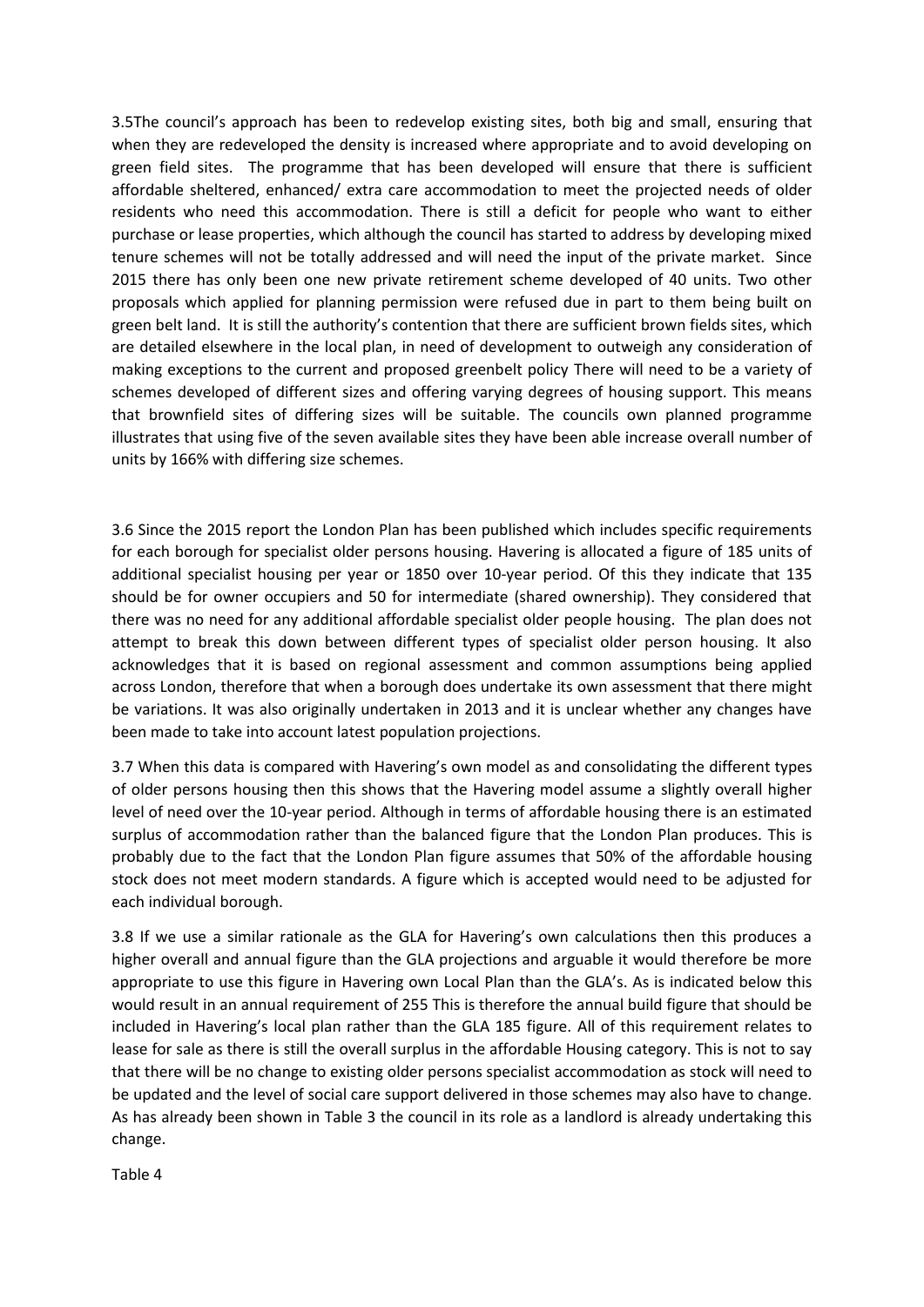3.5The council's approach has been to redevelop existing sites, both big and small, ensuring that when they are redeveloped the density is increased where appropriate and to avoid developing on green field sites. The programme that has been developed will ensure that there is sufficient affordable sheltered, enhanced/ extra care accommodation to meet the projected needs of older residents who need this accommodation. There is still a deficit for people who want to either purchase or lease properties, which although the council has started to address by developing mixed tenure schemes will not be totally addressed and will need the input of the private market. Since 2015 there has only been one new private retirement scheme developed of 40 units. Two other proposals which applied for planning permission were refused due in part to them being built on green belt land. It is still the authority's contention that there are sufficient brown fields sites, which are detailed elsewhere in the local plan, in need of development to outweigh any consideration of making exceptions to the current and proposed greenbelt policy There will need to be a variety of schemes developed of different sizes and offering varying degrees of housing support. This means that brownfield sites of differing sizes will be suitable. The councils own planned programme illustrates that using five of the seven available sites they have been able increase overall number of units by 166% with differing size schemes.

3.6 Since the 2015 report the London Plan has been published which includes specific requirements for each borough for specialist older persons housing. Havering is allocated a figure of 185 units of additional specialist housing per year or 1850 over 10-year period. Of this they indicate that 135 should be for owner occupiers and 50 for intermediate (shared ownership). They considered that there was no need for any additional affordable specialist older people housing. The plan does not attempt to break this down between different types of specialist older person housing. It also acknowledges that it is based on regional assessment and common assumptions being applied across London, therefore that when a borough does undertake its own assessment that there might be variations. It was also originally undertaken in 2013 and it is unclear whether any changes have been made to take into account latest population projections.

3.7 When this data is compared with Havering's own model as and consolidating the different types of older persons housing then this shows that the Havering model assume a slightly overall higher level of need over the 10-year period. Although in terms of affordable housing there is an estimated surplus of accommodation rather than the balanced figure that the London Plan produces. This is probably due to the fact that the London Plan figure assumes that 50% of the affordable housing stock does not meet modern standards. A figure which is accepted would need to be adjusted for each individual borough.

3.8 If we use a similar rationale as the GLA for Havering's own calculations then this produces a higher overall and annual figure than the GLA projections and arguable it would therefore be more appropriate to use this figure in Havering own Local Plan than the GLA's. As is indicated below this would result in an annual requirement of 255 This is therefore the annual build figure that should be included in Havering's local plan rather than the GLA 185 figure. All of this requirement relates to lease for sale as there is still the overall surplus in the affordable Housing category. This is not to say that there will be no change to existing older persons specialist accommodation as stock will need to be updated and the level of social care support delivered in those schemes may also have to change. As has already been shown in Table 3 the council in its role as a landlord is already undertaking this change.

Table 4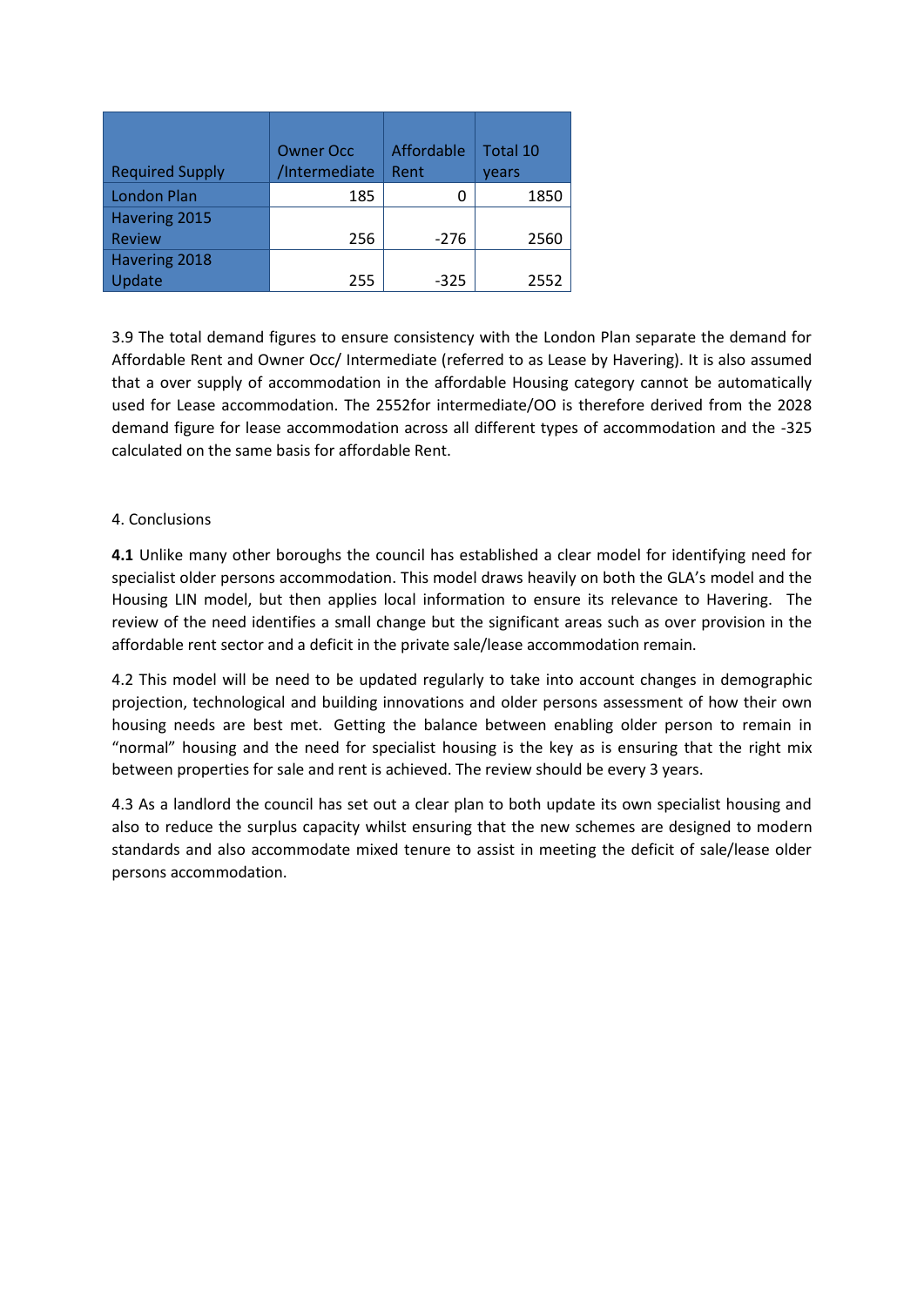| Required Supply | Owner Occ /Intermediate | Affordable Rent | Total 10 years |
|---|---|---|---|
| London Plan | 185 | 0 | 1850 |
| Havering 2015 Review | 256 | -276 | 2560 |
| Havering 2018 Update | 255 | -325 | 2552 |

3.9 The total demand figures to ensure consistency with the London Plan separate the demand for Affordable Rent and Owner Occ/ Intermediate (referred to as Lease by Havering). It is also assumed that a over supply of accommodation in the affordable Housing category cannot be automatically used for Lease accommodation. The 2552for intermediate/OO is therefore derived from the 2028 demand figure for lease accommodation across all different types of accommodation and the -325 calculated on the same basis for affordable Rent.

4. Conclusions

**4.1** Unlike many other boroughs the council has established a clear model for identifying need for specialist older persons accommodation. This model draws heavily on both the GLA's model and the Housing LIN model, but then applies local information to ensure its relevance to Havering. The review of the need identifies a small change but the significant areas such as over provision in the affordable rent sector and a deficit in the private sale/lease accommodation remain.

4.2 This model will be need to be updated regularly to take into account changes in demographic projection, technological and building innovations and older persons assessment of how their own housing needs are best met. Getting the balance between enabling older person to remain in "normal" housing and the need for specialist housing is the key as is ensuring that the right mix between properties for sale and rent is achieved. The review should be every 3 years.

4.3 As a landlord the council has set out a clear plan to both update its own specialist housing and also to reduce the surplus capacity whilst ensuring that the new schemes are designed to modern standards and also accommodate mixed tenure to assist in meeting the deficit of sale/lease older persons accommodation.